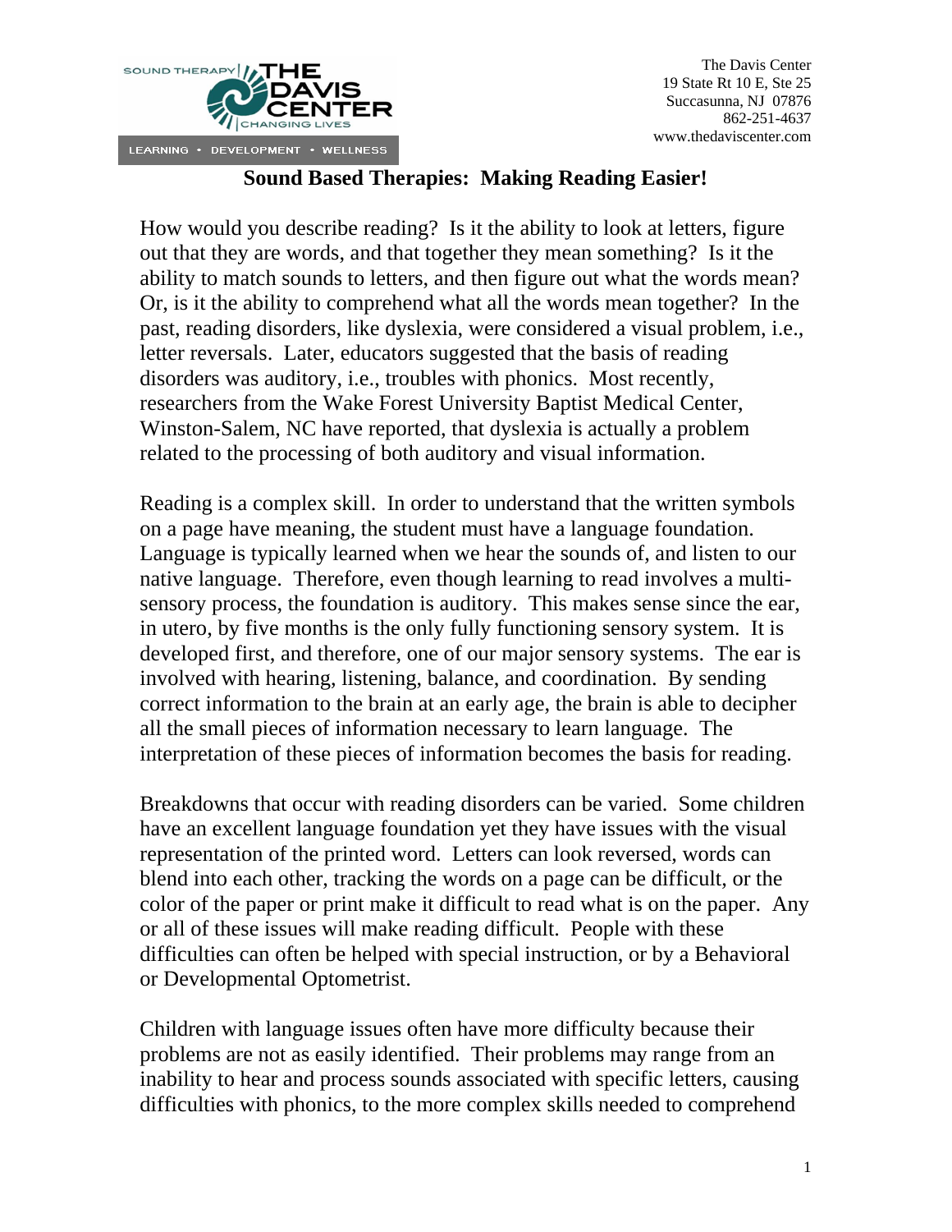The Davis Center
19 State Rt 10 E, Ste 25
Succasunna, NJ 07876
862-251-4637
www.thedaviscenter.com

# Sound Based Therapies: Making Reading Easier!

How would you describe reading? Is it the ability to look at letters, figure out that they are words, and that together they mean something? Is it the ability to match sounds to letters, and then figure out what the words mean? Or, is it the ability to comprehend what all the words mean together? In the past, reading disorders, like dyslexia, were considered a visual problem, i.e., letter reversals. Later, educators suggested that the basis of reading disorders was auditory, i.e., troubles with phonics. Most recently, researchers from the Wake Forest University Baptist Medical Center, Winston-Salem, NC have reported, that dyslexia is actually a problem related to the processing of both auditory and visual information.

Reading is a complex skill. In order to understand that the written symbols on a page have meaning, the student must have a language foundation. Language is typically learned when we hear the sounds of, and listen to our native language. Therefore, even though learning to read involves a multi-sensory process, the foundation is auditory. This makes sense since the ear, in utero, by five months is the only fully functioning sensory system. It is developed first, and therefore, one of our major sensory systems. The ear is involved with hearing, listening, balance, and coordination. By sending correct information to the brain at an early age, the brain is able to decipher all the small pieces of information necessary to learn language. The interpretation of these pieces of information becomes the basis for reading.

Breakdowns that occur with reading disorders can be varied. Some children have an excellent language foundation yet they have issues with the visual representation of the printed word. Letters can look reversed, words can blend into each other, tracking the words on a page can be difficult, or the color of the paper or print make it difficult to read what is on the paper. Any or all of these issues will make reading difficult. People with these difficulties can often be helped with special instruction, or by a Behavioral or Developmental Optometrist.

Children with language issues often have more difficulty because their problems are not as easily identified. Their problems may range from an inability to hear and process sounds associated with specific letters, causing difficulties with phonics, to the more complex skills needed to comprehend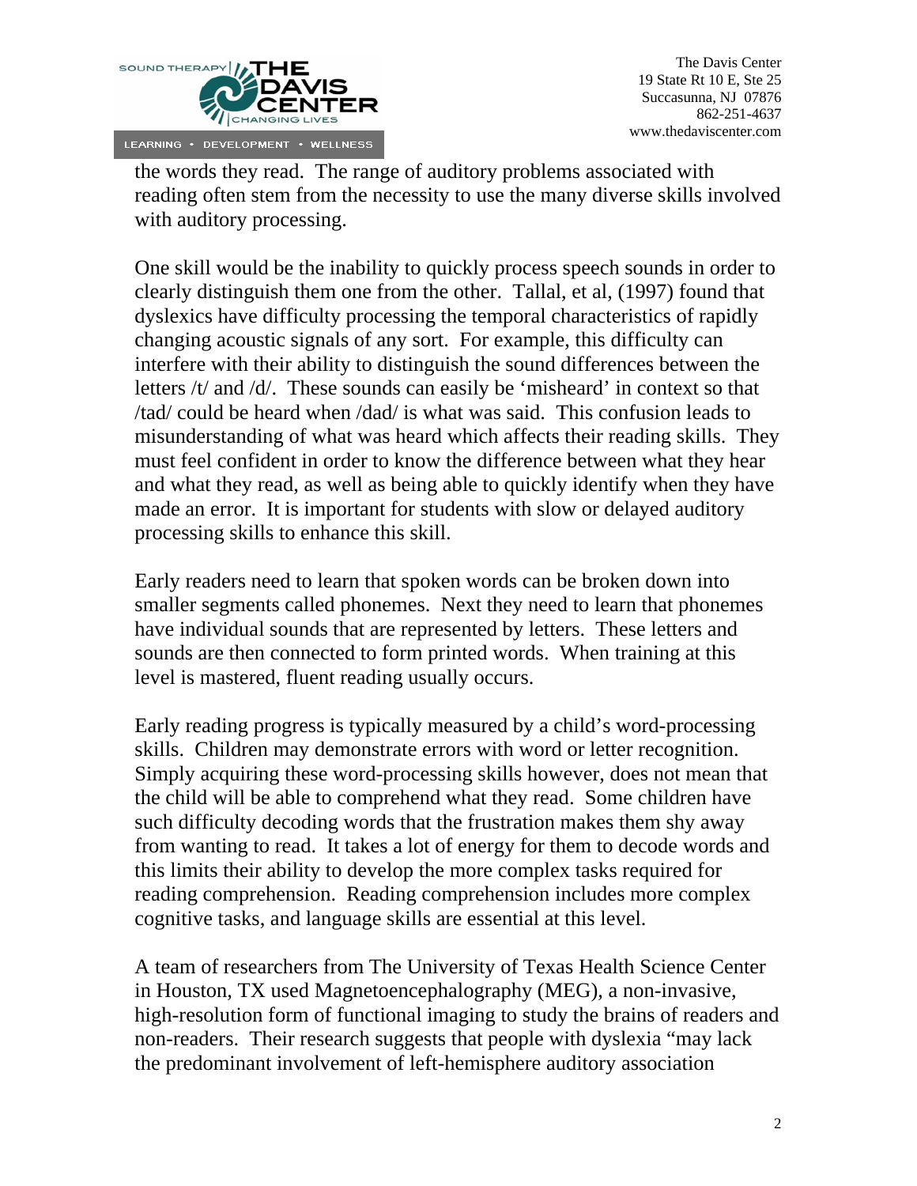the words they read. The range of auditory problems associated with reading often stem from the necessity to use the many diverse skills involved with auditory processing.

One skill would be the inability to quickly process speech sounds in order to clearly distinguish them one from the other. Tallal, et al, (1997) found that dyslexics have difficulty processing the temporal characteristics of rapidly changing acoustic signals of any sort. For example, this difficulty can interfere with their ability to distinguish the sound differences between the letters /t/ and /d/. These sounds can easily be 'misheard' in context so that /tad/ could be heard when /dad/ is what was said. This confusion leads to misunderstanding of what was heard which affects their reading skills. They must feel confident in order to know the difference between what they hear and what they read, as well as being able to quickly identify when they have made an error. It is important for students with slow or delayed auditory processing skills to enhance this skill.

Early readers need to learn that spoken words can be broken down into smaller segments called phonemes. Next they need to learn that phonemes have individual sounds that are represented by letters. These letters and sounds are then connected to form printed words. When training at this level is mastered, fluent reading usually occurs.

Early reading progress is typically measured by a child's word-processing skills. Children may demonstrate errors with word or letter recognition. Simply acquiring these word-processing skills however, does not mean that the child will be able to comprehend what they read. Some children have such difficulty decoding words that the frustration makes them shy away from wanting to read. It takes a lot of energy for them to decode words and this limits their ability to develop the more complex tasks required for reading comprehension. Reading comprehension includes more complex cognitive tasks, and language skills are essential at this level.

A team of researchers from The University of Texas Health Science Center in Houston, TX used Magnetoencephalography (MEG), a non-invasive, high-resolution form of functional imaging to study the brains of readers and non-readers. Their research suggests that people with dyslexia "may lack the predominant involvement of left-hemisphere auditory association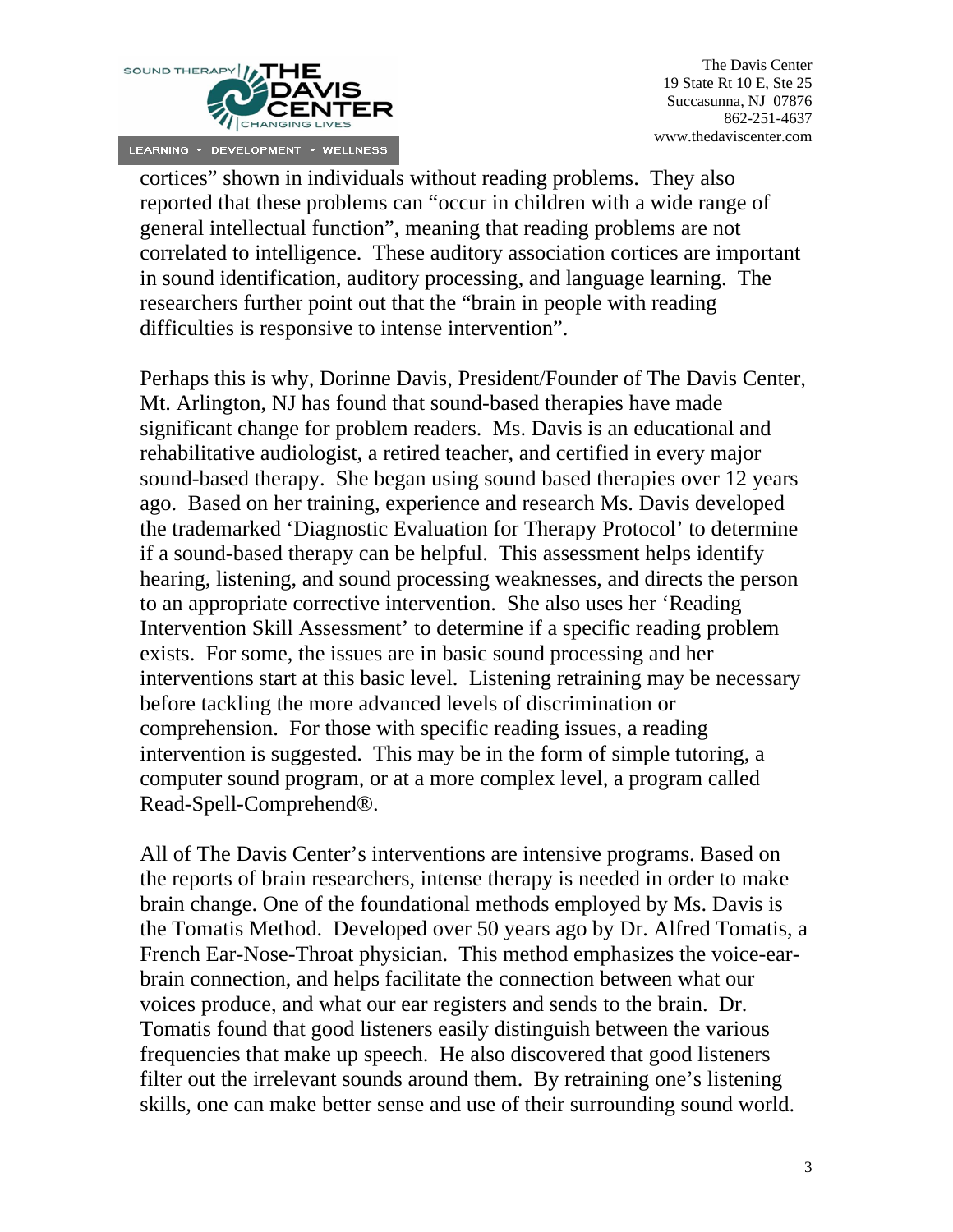cortices" shown in individuals without reading problems. They also reported that these problems can "occur in children with a wide range of general intellectual function", meaning that reading problems are not correlated to intelligence. These auditory association cortices are important in sound identification, auditory processing, and language learning. The researchers further point out that the "brain in people with reading difficulties is responsive to intense intervention".

Perhaps this is why, Dorinne Davis, President/Founder of The Davis Center, Mt. Arlington, NJ has found that sound-based therapies have made significant change for problem readers. Ms. Davis is an educational and rehabilitative audiologist, a retired teacher, and certified in every major sound-based therapy. She began using sound based therapies over 12 years ago. Based on her training, experience and research Ms. Davis developed the trademarked 'Diagnostic Evaluation for Therapy Protocol' to determine if a sound-based therapy can be helpful. This assessment helps identify hearing, listening, and sound processing weaknesses, and directs the person to an appropriate corrective intervention. She also uses her 'Reading Intervention Skill Assessment' to determine if a specific reading problem exists. For some, the issues are in basic sound processing and her interventions start at this basic level. Listening retraining may be necessary before tackling the more advanced levels of discrimination or comprehension. For those with specific reading issues, a reading intervention is suggested. This may be in the form of simple tutoring, a computer sound program, or at a more complex level, a program called Read-Spell-Comprehend®.

All of The Davis Center's interventions are intensive programs. Based on the reports of brain researchers, intense therapy is needed in order to make brain change. One of the foundational methods employed by Ms. Davis is the Tomatis Method. Developed over 50 years ago by Dr. Alfred Tomatis, a French Ear-Nose-Throat physician. This method emphasizes the voice-ear-brain connection, and helps facilitate the connection between what our voices produce, and what our ear registers and sends to the brain. Dr. Tomatis found that good listeners easily distinguish between the various frequencies that make up speech. He also discovered that good listeners filter out the irrelevant sounds around them. By retraining one's listening skills, one can make better sense and use of their surrounding sound world.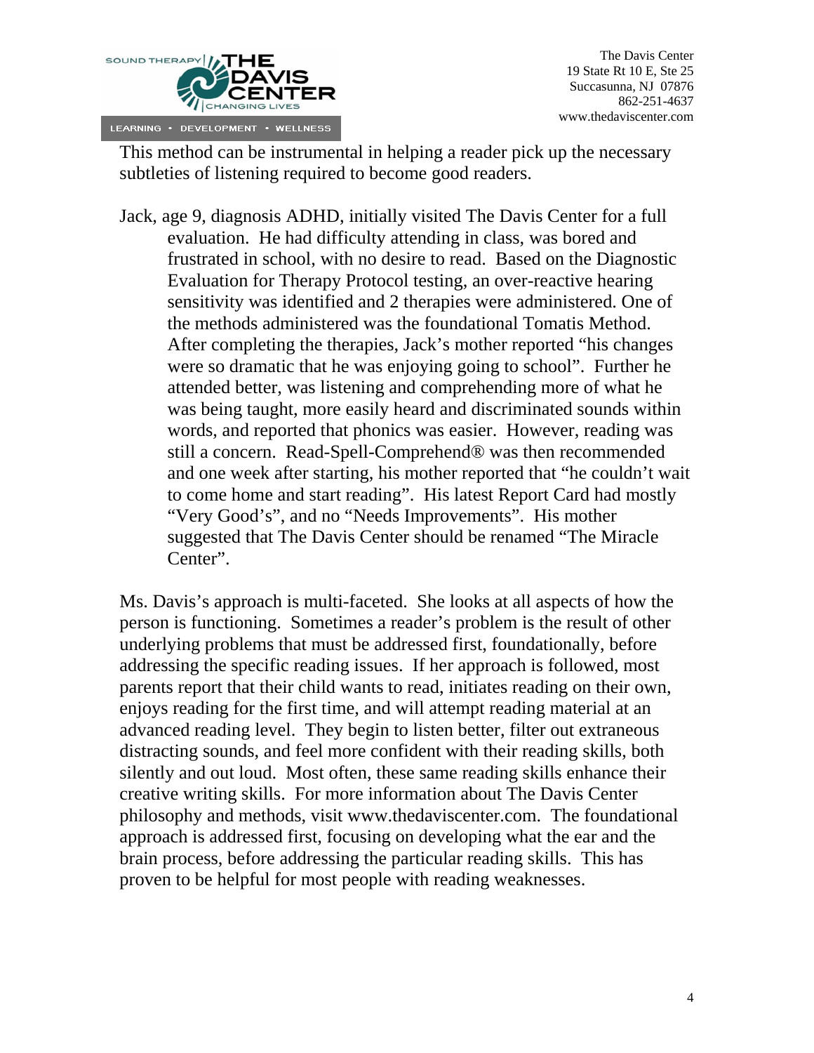This method can be instrumental in helping a reader pick up the necessary subtleties of listening required to become good readers.

Jack, age 9, diagnosis ADHD, initially visited The Davis Center for a full evaluation. He had difficulty attending in class, was bored and frustrated in school, with no desire to read. Based on the Diagnostic Evaluation for Therapy Protocol testing, an over-reactive hearing sensitivity was identified and 2 therapies were administered. One of the methods administered was the foundational Tomatis Method. After completing the therapies, Jack's mother reported "his changes were so dramatic that he was enjoying going to school". Further he attended better, was listening and comprehending more of what he was being taught, more easily heard and discriminated sounds within words, and reported that phonics was easier. However, reading was still a concern. Read-Spell-Comprehend® was then recommended and one week after starting, his mother reported that "he couldn't wait to come home and start reading". His latest Report Card had mostly "Very Good's", and no "Needs Improvements". His mother suggested that The Davis Center should be renamed "The Miracle Center".

Ms. Davis's approach is multi-faceted. She looks at all aspects of how the person is functioning. Sometimes a reader's problem is the result of other underlying problems that must be addressed first, foundationally, before addressing the specific reading issues. If her approach is followed, most parents report that their child wants to read, initiates reading on their own, enjoys reading for the first time, and will attempt reading material at an advanced reading level. They begin to listen better, filter out extraneous distracting sounds, and feel more confident with their reading skills, both silently and out loud. Most often, these same reading skills enhance their creative writing skills. For more information about The Davis Center philosophy and methods, visit www.thedaviscenter.com. The foundational approach is addressed first, focusing on developing what the ear and the brain process, before addressing the particular reading skills. This has proven to be helpful for most people with reading weaknesses.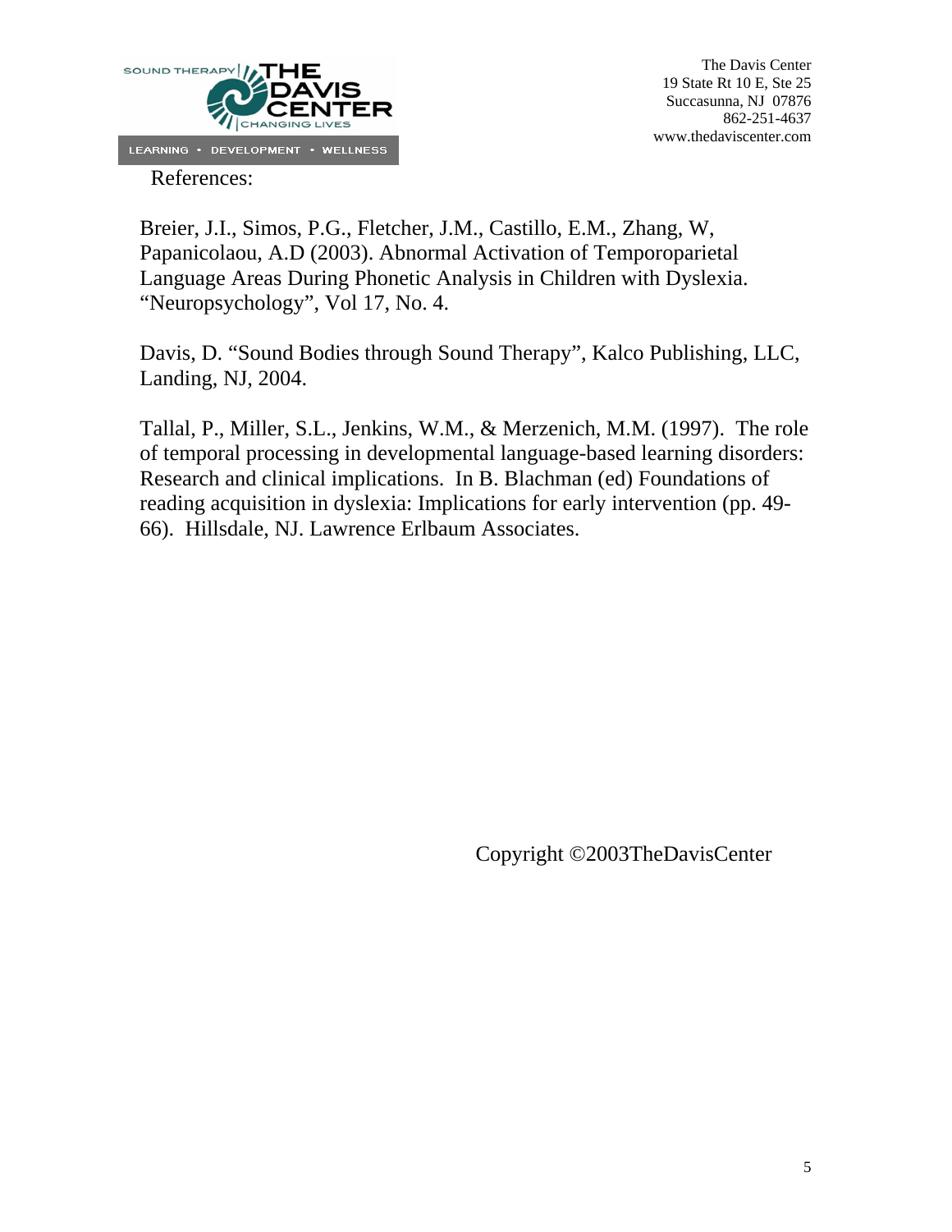References:

Breier, J.I., Simos, P.G., Fletcher, J.M., Castillo, E.M., Zhang, W, Papanicolaou, A.D (2003). Abnormal Activation of Temporoparietal Language Areas During Phonetic Analysis in Children with Dyslexia. "Neuropsychology", Vol 17, No. 4.

Davis, D. "Sound Bodies through Sound Therapy", Kalco Publishing, LLC, Landing, NJ, 2004.

Tallal, P., Miller, S.L., Jenkins, W.M., & Merzenich, M.M. (1997). The role of temporal processing in developmental language-based learning disorders: Research and clinical implications. In B. Blachman (ed) Foundations of reading acquisition in dyslexia: Implications for early intervention (pp. 49-66). Hillsdale, NJ. Lawrence Erlbaum Associates.

Copyright ©2003TheDavisCenter